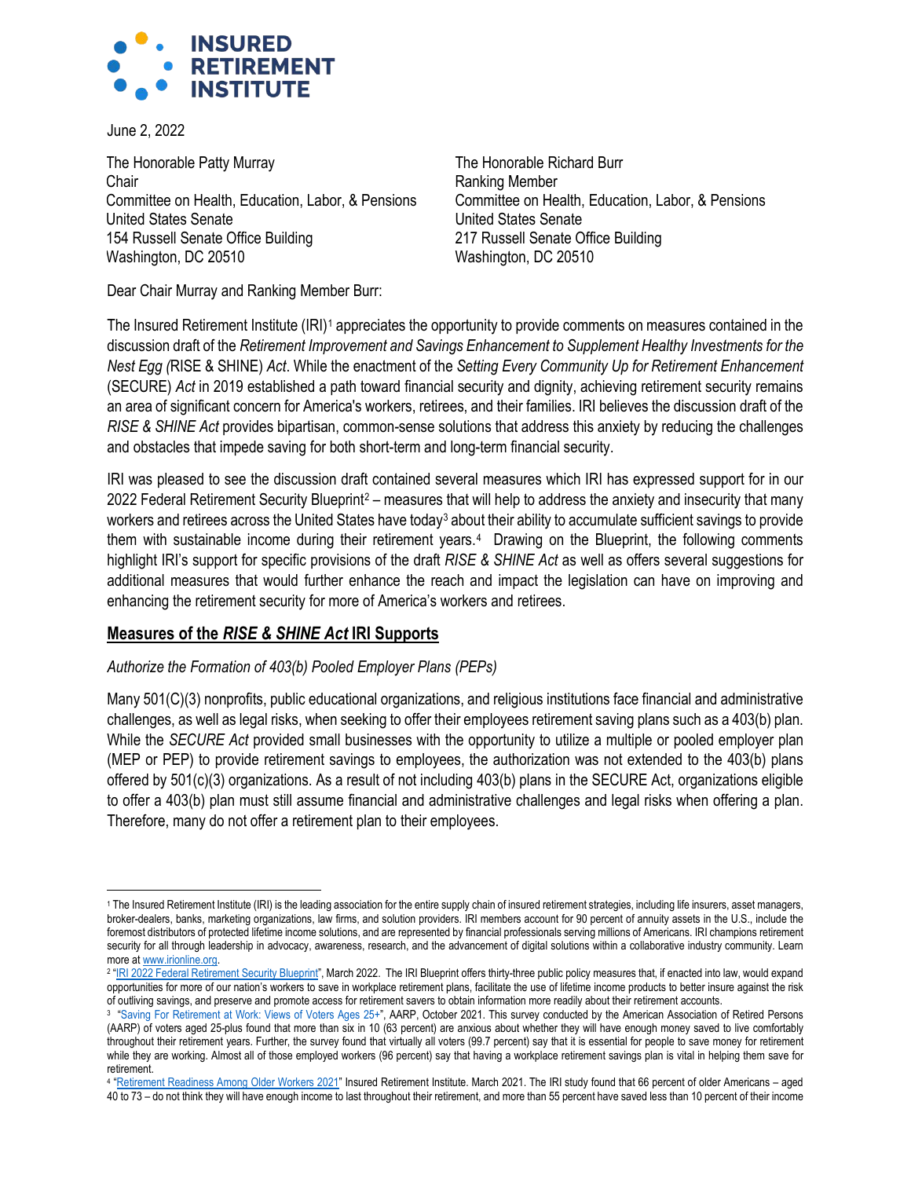**INSURED RETIREMENT INSTITUTE**

June 2, 2022

The Honorable Patty Murray
Chair
Committee on Health, Education, Labor, & Pensions
United States Senate
154 Russell Senate Office Building
Washington, DC 20510

The Honorable Richard Burr
Ranking Member
Committee on Health, Education, Labor, & Pensions
United States Senate
217 Russell Senate Office Building
Washington, DC 20510

Dear Chair Murray and Ranking Member Burr:

The Insured Retirement Institute (IRI)[1] appreciates the opportunity to provide comments on measures contained in the discussion draft of the *Retirement Improvement and Savings Enhancement to Supplement Healthy Investments for the Nest Egg (*RISE & SHINE) *Act*. While the enactment of the *Setting Every Community Up for Retirement Enhancement* (SECURE) *Act* in 2019 established a path toward financial security and dignity, achieving retirement security remains an area of significant concern for America's workers, retirees, and their families. IRI believes the discussion draft of the *RISE & SHINE Act* provides bipartisan, common-sense solutions that address this anxiety by reducing the challenges and obstacles that impede saving for both short-term and long-term financial security.

IRI was pleased to see the discussion draft contained several measures which IRI has expressed support for in our 2022 Federal Retirement Security Blueprint[2] – measures that will help to address the anxiety and insecurity that many workers and retirees across the United States have today[3] about their ability to accumulate sufficient savings to provide them with sustainable income during their retirement years.[4] Drawing on the Blueprint, the following comments highlight IRI's support for specific provisions of the draft *RISE & SHINE Act* as well as offers several suggestions for additional measures that would further enhance the reach and impact the legislation can have on improving and enhancing the retirement security for more of America's workers and retirees.

## Measures of the *RISE & SHINE Act* IRI Supports

*Authorize the Formation of 403(b) Pooled Employer Plans (PEPs)*

Many 501(C)(3) nonprofits, public educational organizations, and religious institutions face financial and administrative challenges, as well as legal risks, when seeking to offer their employees retirement saving plans such as a 403(b) plan. While the *SECURE Act* provided small businesses with the opportunity to utilize a multiple or pooled employer plan (MEP or PEP) to provide retirement savings to employees, the authorization was not extended to the 403(b) plans offered by 501(c)(3) organizations. As a result of not including 403(b) plans in the SECURE Act, organizations eligible to offer a 403(b) plan must still assume financial and administrative challenges and legal risks when offering a plan. Therefore, many do not offer a retirement plan to their employees.

---

[1] The Insured Retirement Institute (IRI) is the leading association for the entire supply chain of insured retirement strategies, including life insurers, asset managers, broker-dealers, banks, marketing organizations, law firms, and solution providers. IRI members account for 90 percent of annuity assets in the U.S., include the foremost distributors of protected lifetime income solutions, and are represented by financial professionals serving millions of Americans. IRI champions retirement security for all through leadership in advocacy, awareness, research, and the advancement of digital solutions within a collaborative industry community. Learn more at www.irionline.org.

[2] "IRI 2022 Federal Retirement Security Blueprint", March 2022. The IRI Blueprint offers thirty-three public policy measures that, if enacted into law, would expand opportunities for more of our nation's workers to save in workplace retirement plans, facilitate the use of lifetime income products to better insure against the risk of outliving savings, and preserve and promote access for retirement savers to obtain information more readily about their retirement accounts.

[3] "Saving For Retirement at Work: Views of Voters Ages 25+", AARP, October 2021. This survey conducted by the American Association of Retired Persons (AARP) of voters aged 25-plus found that more than six in 10 (63 percent) are anxious about whether they will have enough money saved to live comfortably throughout their retirement years. Further, the survey found that virtually all voters (99.7 percent) say that it is essential for people to save money for retirement while they are working. Almost all of those employed workers (96 percent) say that having a workplace retirement savings plan is vital in helping them save for retirement.

[4] "Retirement Readiness Among Older Workers 2021" Insured Retirement Institute. March 2021. The IRI study found that 66 percent of older Americans – aged 40 to 73 – do not think they will have enough income to last throughout their retirement, and more than 55 percent have saved less than 10 percent of their income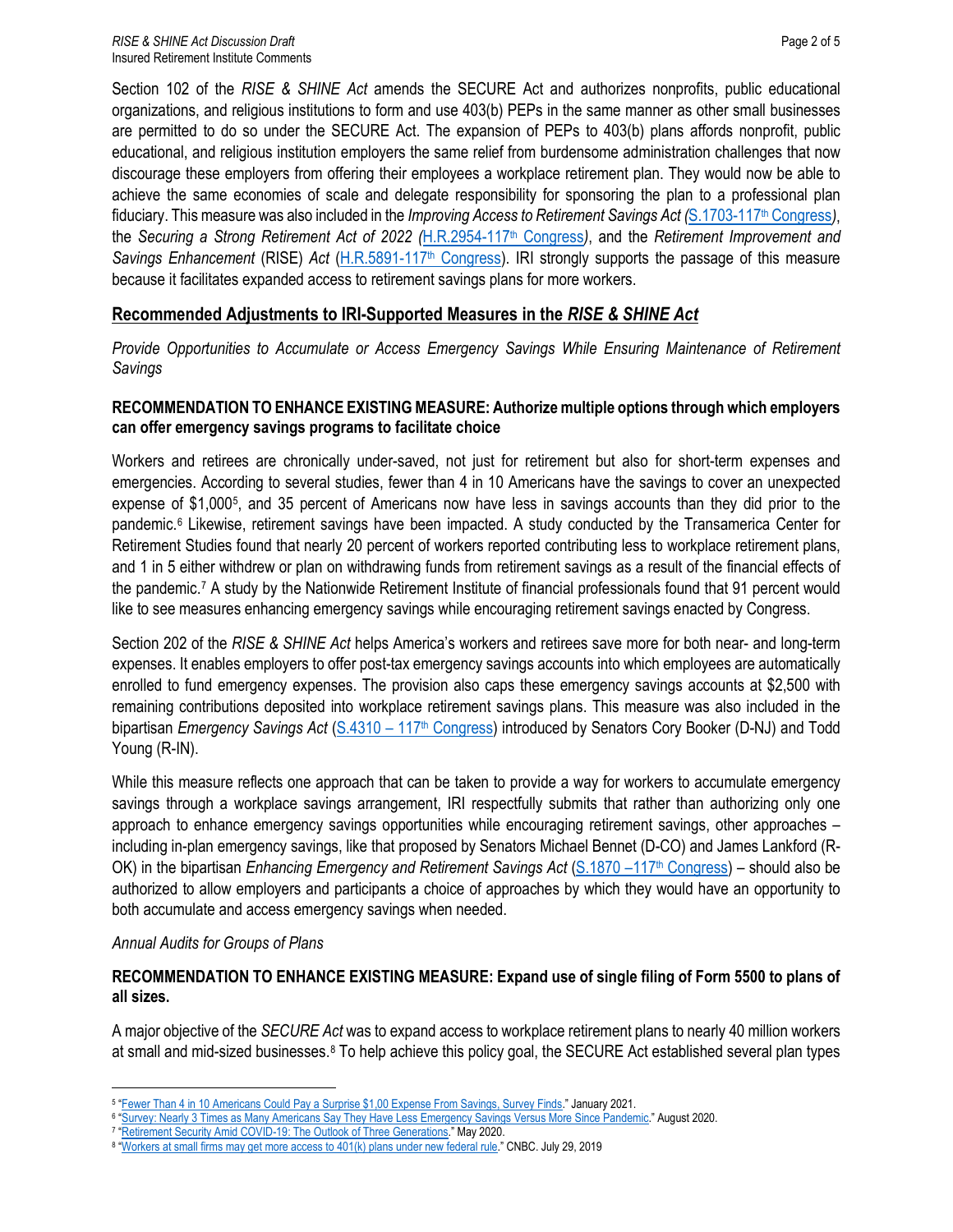Section 102 of the *RISE & SHINE Act* amends the SECURE Act and authorizes nonprofits, public educational organizations, and religious institutions to form and use 403(b) PEPs in the same manner as other small businesses are permitted to do so under the SECURE Act. The expansion of PEPs to 403(b) plans affords nonprofit, public educational, and religious institution employers the same relief from burdensome administration challenges that now discourage these employers from offering their employees a workplace retirement plan. They would now be able to achieve the same economies of scale and delegate responsibility for sponsoring the plan to a professional plan fiduciary. This measure was also included in the *Improving Access to Retirement Savings Act (*[S.1703-117th Congress]*)*, the *Securing a Strong Retirement Act of 2022 (*[H.R.2954-117th Congress]*)*, and the *Retirement Improvement and Savings Enhancement* (RISE) *Act* ([H.R.5891-117th Congress]). IRI strongly supports the passage of this measure because it facilitates expanded access to retirement savings plans for more workers.

## Recommended Adjustments to IRI-Supported Measures in the *RISE & SHINE Act*

*Provide Opportunities to Accumulate or Access Emergency Savings While Ensuring Maintenance of Retirement Savings*

### RECOMMENDATION TO ENHANCE EXISTING MEASURE: Authorize multiple options through which employers can offer emergency savings programs to facilitate choice

Workers and retirees are chronically under-saved, not just for retirement but also for short-term expenses and emergencies. According to several studies, fewer than 4 in 10 Americans have the savings to cover an unexpected expense of $1,000[5], and 35 percent of Americans now have less in savings accounts than they did prior to the pandemic.[6] Likewise, retirement savings have been impacted. A study conducted by the Transamerica Center for Retirement Studies found that nearly 20 percent of workers reported contributing less to workplace retirement plans, and 1 in 5 either withdrew or plan on withdrawing funds from retirement savings as a result of the financial effects of the pandemic.[7] A study by the Nationwide Retirement Institute of financial professionals found that 91 percent would like to see measures enhancing emergency savings while encouraging retirement savings enacted by Congress.

Section 202 of the *RISE & SHINE Act* helps America's workers and retirees save more for both near- and long-term expenses. It enables employers to offer post-tax emergency savings accounts into which employees are automatically enrolled to fund emergency expenses. The provision also caps these emergency savings accounts at $2,500 with remaining contributions deposited into workplace retirement savings plans. This measure was also included in the bipartisan *Emergency Savings Act* ([S.4310 – 117th Congress]) introduced by Senators Cory Booker (D-NJ) and Todd Young (R-IN).

While this measure reflects one approach that can be taken to provide a way for workers to accumulate emergency savings through a workplace savings arrangement, IRI respectfully submits that rather than authorizing only one approach to enhance emergency savings opportunities while encouraging retirement savings, other approaches – including in-plan emergency savings, like that proposed by Senators Michael Bennet (D-CO) and James Lankford (R-OK) in the bipartisan *Enhancing Emergency and Retirement Savings Act* ([S.1870 –117th Congress]) – should also be authorized to allow employers and participants a choice of approaches by which they would have an opportunity to both accumulate and access emergency savings when needed.

*Annual Audits for Groups of Plans*

### RECOMMENDATION TO ENHANCE EXISTING MEASURE: Expand use of single filing of Form 5500 to plans of all sizes.

A major objective of the *SECURE Act* was to expand access to workplace retirement plans to nearly 40 million workers at small and mid-sized businesses.[8] To help achieve this policy goal, the SECURE Act established several plan types

---

[5] "Fewer Than 4 in 10 Americans Could Pay a Surprise $1,00 Expense From Savings, Survey Finds." January 2021.

[6] "Survey: Nearly 3 Times as Many Americans Say They Have Less Emergency Savings Versus More Since Pandemic." August 2020.

[7] "Retirement Security Amid COVID-19: The Outlook of Three Generations." May 2020.

[8] "Workers at small firms may get more access to 401(k) plans under new federal rule." CNBC. July 29, 2019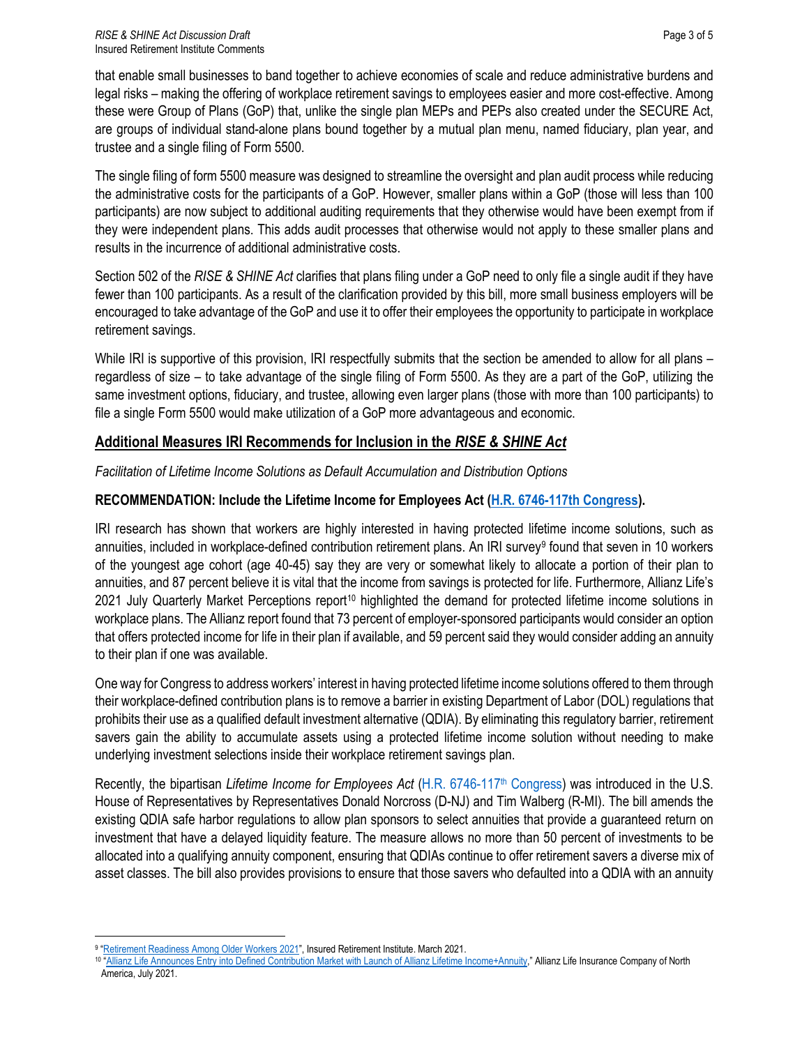that enable small businesses to band together to achieve economies of scale and reduce administrative burdens and legal risks – making the offering of workplace retirement savings to employees easier and more cost-effective. Among these were Group of Plans (GoP) that, unlike the single plan MEPs and PEPs also created under the SECURE Act, are groups of individual stand-alone plans bound together by a mutual plan menu, named fiduciary, plan year, and trustee and a single filing of Form 5500.

The single filing of form 5500 measure was designed to streamline the oversight and plan audit process while reducing the administrative costs for the participants of a GoP. However, smaller plans within a GoP (those will less than 100 participants) are now subject to additional auditing requirements that they otherwise would have been exempt from if they were independent plans. This adds audit processes that otherwise would not apply to these smaller plans and results in the incurrence of additional administrative costs.

Section 502 of the *RISE & SHINE Act* clarifies that plans filing under a GoP need to only file a single audit if they have fewer than 100 participants. As a result of the clarification provided by this bill, more small business employers will be encouraged to take advantage of the GoP and use it to offer their employees the opportunity to participate in workplace retirement savings.

While IRI is supportive of this provision, IRI respectfully submits that the section be amended to allow for all plans – regardless of size – to take advantage of the single filing of Form 5500. As they are a part of the GoP, utilizing the same investment options, fiduciary, and trustee, allowing even larger plans (those with more than 100 participants) to file a single Form 5500 would make utilization of a GoP more advantageous and economic.

## Additional Measures IRI Recommends for Inclusion in the *RISE & SHINE Act*

*Facilitation of Lifetime Income Solutions as Default Accumulation and Distribution Options*

**RECOMMENDATION: Include the Lifetime Income for Employees Act (H.R. 6746-117th Congress).**

IRI research has shown that workers are highly interested in having protected lifetime income solutions, such as annuities, included in workplace-defined contribution retirement plans. An IRI survey[9] found that seven in 10 workers of the youngest age cohort (age 40-45) say they are very or somewhat likely to allocate a portion of their plan to annuities, and 87 percent believe it is vital that the income from savings is protected for life. Furthermore, Allianz Life's 2021 July Quarterly Market Perceptions report[10] highlighted the demand for protected lifetime income solutions in workplace plans. The Allianz report found that 73 percent of employer-sponsored participants would consider an option that offers protected income for life in their plan if available, and 59 percent said they would consider adding an annuity to their plan if one was available.

One way for Congress to address workers' interest in having protected lifetime income solutions offered to them through their workplace-defined contribution plans is to remove a barrier in existing Department of Labor (DOL) regulations that prohibits their use as a qualified default investment alternative (QDIA). By eliminating this regulatory barrier, retirement savers gain the ability to accumulate assets using a protected lifetime income solution without needing to make underlying investment selections inside their workplace retirement savings plan.

Recently, the bipartisan *Lifetime Income for Employees Act* (H.R. 6746-117th Congress) was introduced in the U.S. House of Representatives by Representatives Donald Norcross (D-NJ) and Tim Walberg (R-MI). The bill amends the existing QDIA safe harbor regulations to allow plan sponsors to select annuities that provide a guaranteed return on investment that have a delayed liquidity feature. The measure allows no more than 50 percent of investments to be allocated into a qualifying annuity component, ensuring that QDIAs continue to offer retirement savers a diverse mix of asset classes. The bill also provides provisions to ensure that those savers who defaulted into a QDIA with an annuity

---

[9] "Retirement Readiness Among Older Workers 2021", Insured Retirement Institute. March 2021.

[10] "Allianz Life Announces Entry into Defined Contribution Market with Launch of Allianz Lifetime Income+Annuity," Allianz Life Insurance Company of North America, July 2021.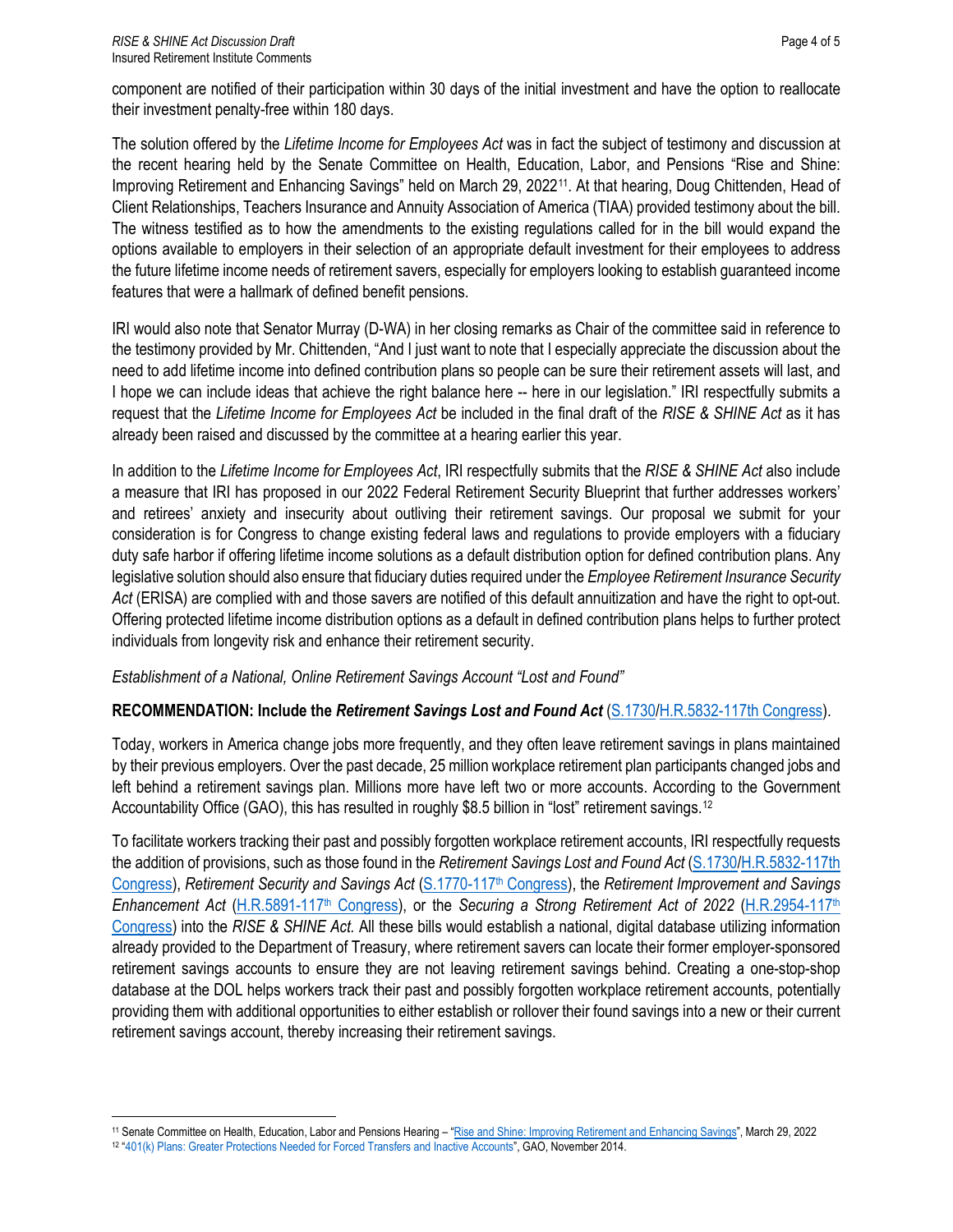component are notified of their participation within 30 days of the initial investment and have the option to reallocate their investment penalty-free within 180 days.

The solution offered by the *Lifetime Income for Employees Act* was in fact the subject of testimony and discussion at the recent hearing held by the Senate Committee on Health, Education, Labor, and Pensions "Rise and Shine: Improving Retirement and Enhancing Savings" held on March 29, 2022[11]. At that hearing, Doug Chittenden, Head of Client Relationships, Teachers Insurance and Annuity Association of America (TIAA) provided testimony about the bill. The witness testified as to how the amendments to the existing regulations called for in the bill would expand the options available to employers in their selection of an appropriate default investment for their employees to address the future lifetime income needs of retirement savers, especially for employers looking to establish guaranteed income features that were a hallmark of defined benefit pensions.

IRI would also note that Senator Murray (D-WA) in her closing remarks as Chair of the committee said in reference to the testimony provided by Mr. Chittenden, "And I just want to note that I especially appreciate the discussion about the need to add lifetime income into defined contribution plans so people can be sure their retirement assets will last, and I hope we can include ideas that achieve the right balance here -- here in our legislation." IRI respectfully submits a request that the *Lifetime Income for Employees Act* be included in the final draft of the *RISE & SHINE Act* as it has already been raised and discussed by the committee at a hearing earlier this year.

In addition to the *Lifetime Income for Employees Act*, IRI respectfully submits that the *RISE & SHINE Act* also include a measure that IRI has proposed in our 2022 Federal Retirement Security Blueprint that further addresses workers' and retirees' anxiety and insecurity about outliving their retirement savings. Our proposal we submit for your consideration is for Congress to change existing federal laws and regulations to provide employers with a fiduciary duty safe harbor if offering lifetime income solutions as a default distribution option for defined contribution plans. Any legislative solution should also ensure that fiduciary duties required under the *Employee Retirement Insurance Security Act* (ERISA) are complied with and those savers are notified of this default annuitization and have the right to opt-out. Offering protected lifetime income distribution options as a default in defined contribution plans helps to further protect individuals from longevity risk and enhance their retirement security.

*Establishment of a National, Online Retirement Savings Account "Lost and Found"*

**RECOMMENDATION: Include the *Retirement Savings Lost and Found Act*** (S.1730/H.R.5832-117th Congress).

Today, workers in America change jobs more frequently, and they often leave retirement savings in plans maintained by their previous employers. Over the past decade, 25 million workplace retirement plan participants changed jobs and left behind a retirement savings plan. Millions more have left two or more accounts. According to the Government Accountability Office (GAO), this has resulted in roughly $8.5 billion in "lost" retirement savings.[12]

To facilitate workers tracking their past and possibly forgotten workplace retirement accounts, IRI respectfully requests the addition of provisions, such as those found in the *Retirement Savings Lost and Found Act* (S.1730/H.R.5832-117th Congress), *Retirement Security and Savings Act* (S.1770-117th Congress), the *Retirement Improvement and Savings Enhancement Act* (H.R.5891-117th Congress), or the *Securing a Strong Retirement Act of 2022* (H.R.2954-117th Congress) into the *RISE & SHINE Act.* All these bills would establish a national, digital database utilizing information already provided to the Department of Treasury, where retirement savers can locate their former employer-sponsored retirement savings accounts to ensure they are not leaving retirement savings behind. Creating a one-stop-shop database at the DOL helps workers track their past and possibly forgotten workplace retirement accounts, potentially providing them with additional opportunities to either establish or rollover their found savings into a new or their current retirement savings account, thereby increasing their retirement savings.

---

[11] Senate Committee on Health, Education, Labor and Pensions Hearing – "Rise and Shine: Improving Retirement and Enhancing Savings", March 29, 2022

[12] "401(k) Plans: Greater Protections Needed for Forced Transfers and Inactive Accounts", GAO, November 2014.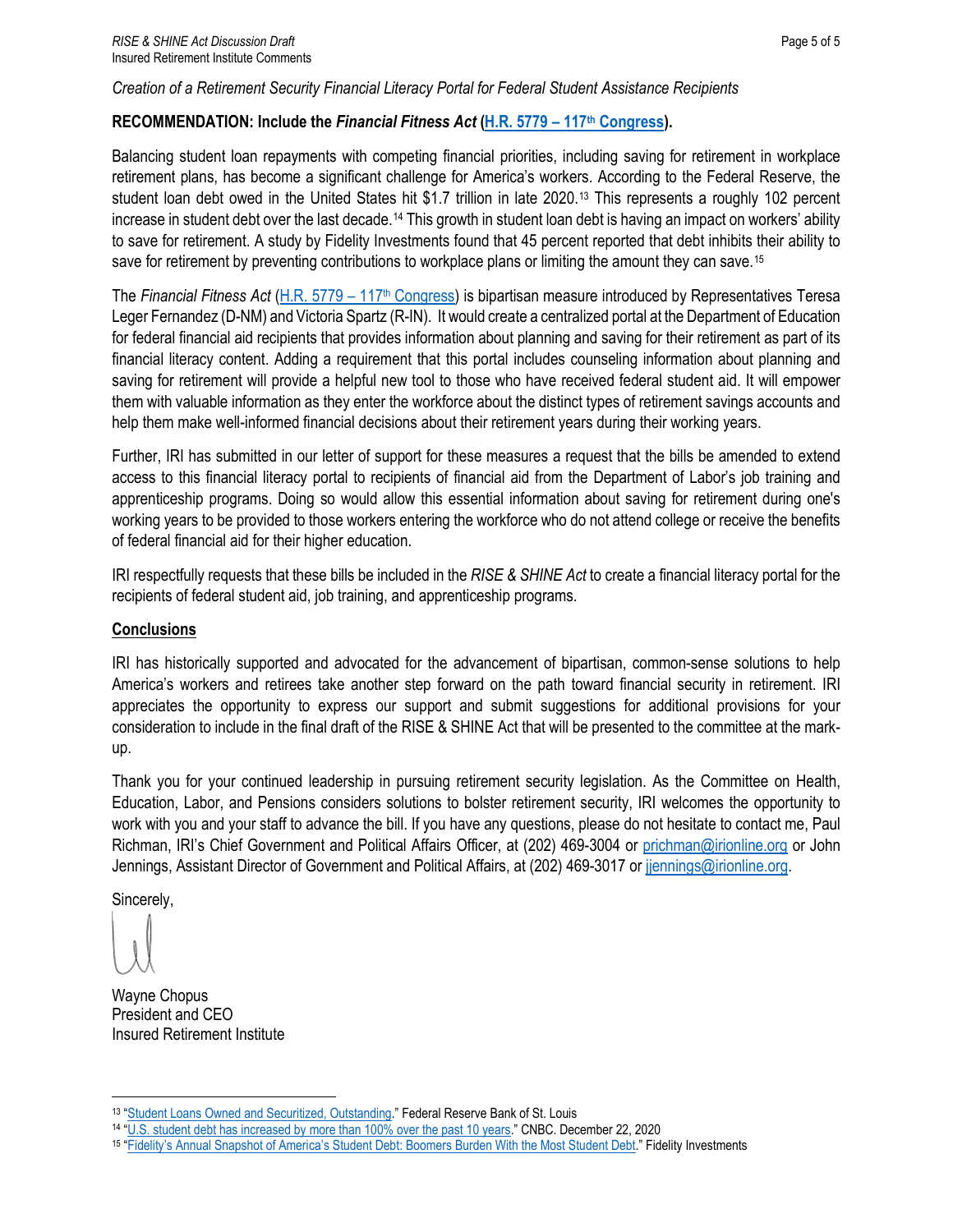*Creation of a Retirement Security Financial Literacy Portal for Federal Student Assistance Recipients*

**RECOMMENDATION: Include the *Financial Fitness Act* (H.R. 5779 – 117th Congress).**

Balancing student loan repayments with competing financial priorities, including saving for retirement in workplace retirement plans, has become a significant challenge for America's workers. According to the Federal Reserve, the student loan debt owed in the United States hit $1.7 trillion in late 2020.[13] This represents a roughly 102 percent increase in student debt over the last decade.[14] This growth in student loan debt is having an impact on workers' ability to save for retirement. A study by Fidelity Investments found that 45 percent reported that debt inhibits their ability to save for retirement by preventing contributions to workplace plans or limiting the amount they can save.[15]

The *Financial Fitness Act* (H.R. 5779 – 117th Congress) is bipartisan measure introduced by Representatives Teresa Leger Fernandez (D-NM) and Victoria Spartz (R-IN). It would create a centralized portal at the Department of Education for federal financial aid recipients that provides information about planning and saving for their retirement as part of its financial literacy content. Adding a requirement that this portal includes counseling information about planning and saving for retirement will provide a helpful new tool to those who have received federal student aid. It will empower them with valuable information as they enter the workforce about the distinct types of retirement savings accounts and help them make well-informed financial decisions about their retirement years during their working years.

Further, IRI has submitted in our letter of support for these measures a request that the bills be amended to extend access to this financial literacy portal to recipients of financial aid from the Department of Labor's job training and apprenticeship programs. Doing so would allow this essential information about saving for retirement during one's working years to be provided to those workers entering the workforce who do not attend college or receive the benefits of federal financial aid for their higher education.

IRI respectfully requests that these bills be included in the *RISE & SHINE Act* to create a financial literacy portal for the recipients of federal student aid, job training, and apprenticeship programs.

## Conclusions

IRI has historically supported and advocated for the advancement of bipartisan, common-sense solutions to help America's workers and retirees take another step forward on the path toward financial security in retirement. IRI appreciates the opportunity to express our support and submit suggestions for additional provisions for your consideration to include in the final draft of the RISE & SHINE Act that will be presented to the committee at the mark-up.

Thank you for your continued leadership in pursuing retirement security legislation. As the Committee on Health, Education, Labor, and Pensions considers solutions to bolster retirement security, IRI welcomes the opportunity to work with you and your staff to advance the bill. If you have any questions, please do not hesitate to contact me, Paul Richman, IRI's Chief Government and Political Affairs Officer, at (202) 469-3004 or prichman@irionline.org or John Jennings, Assistant Director of Government and Political Affairs, at (202) 469-3017 or jjennings@irionline.org.

Sincerely,

Wayne Chopus
President and CEO
Insured Retirement Institute

---

[13] "Student Loans Owned and Securitized, Outstanding." Federal Reserve Bank of St. Louis

[14] "U.S. student debt has increased by more than 100% over the past 10 years." CNBC. December 22, 2020

[15] "Fidelity's Annual Snapshot of America's Student Debt: Boomers Burden With the Most Student Debt." Fidelity Investments